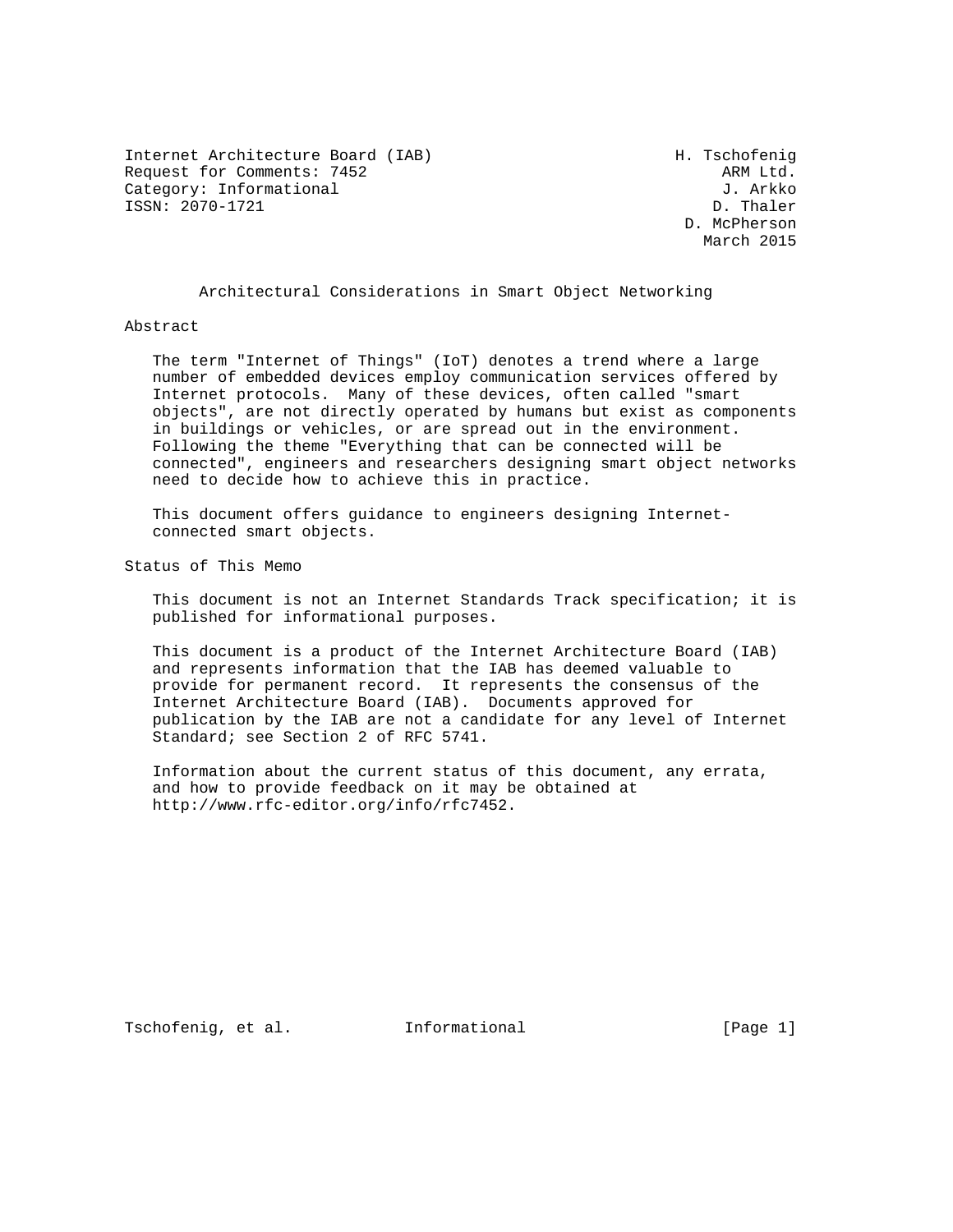Internet Architecture Board (IAB)  
Request for Comments: 7452  
Category: Informational  
ISSN: 2070-1721

H. Tschofenig  
ARM Ltd.  
J. Arkko  
D. Thaler  
D. McPherson  
March 2015

# Architectural Considerations in Smart Object Networking

## Abstract

The term "Internet of Things" (IoT) denotes a trend where a large number of embedded devices employ communication services offered by Internet protocols. Many of these devices, often called "smart objects", are not directly operated by humans but exist as components in buildings or vehicles, or are spread out in the environment. Following the theme "Everything that can be connected will be connected", engineers and researchers designing smart object networks need to decide how to achieve this in practice.

This document offers guidance to engineers designing Internet-connected smart objects.

## Status of This Memo

This document is not an Internet Standards Track specification; it is published for informational purposes.

This document is a product of the Internet Architecture Board (IAB) and represents information that the IAB has deemed valuable to provide for permanent record. It represents the consensus of the Internet Architecture Board (IAB). Documents approved for publication by the IAB are not a candidate for any level of Internet Standard; see Section 2 of RFC 5741.

Information about the current status of this document, any errata, and how to provide feedback on it may be obtained at http://www.rfc-editor.org/info/rfc7452.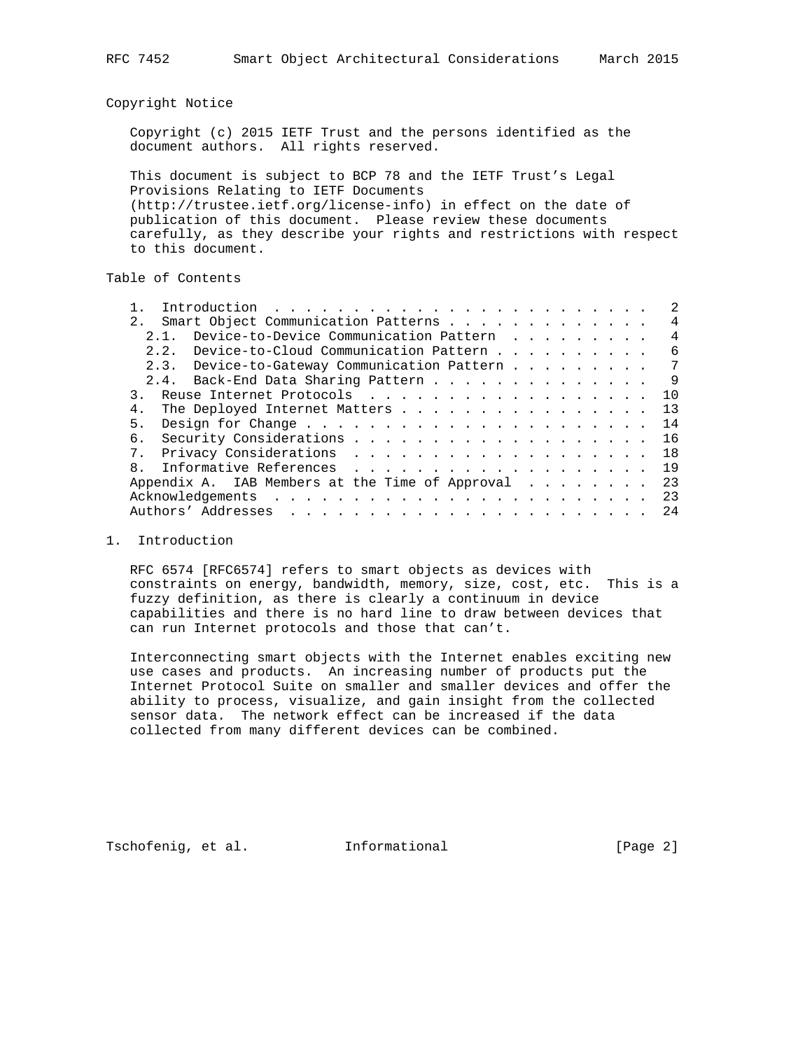## Copyright Notice

Copyright (c) 2015 IETF Trust and the persons identified as the document authors. All rights reserved.

This document is subject to BCP 78 and the IETF Trust's Legal Provisions Relating to IETF Documents (http://trustee.ietf.org/license-info) in effect on the date of publication of this document. Please review these documents carefully, as they describe your rights and restrictions with respect to this document.

## Table of Contents

```
   1.  Introduction . . . . . . . . . . . . . . . . . . . . . . . .   2
   2.  Smart Object Communication Patterns . . . . . . . . . . . . .   4
     2.1.  Device-to-Device Communication Pattern  . . . . . . . . .   4
     2.2.  Device-to-Cloud Communication Pattern . . . . . . . . . .   6
     2.3.  Device-to-Gateway Communication Pattern . . . . . . . . .   7
     2.4.  Back-End Data Sharing Pattern . . . . . . . . . . . . . .   9
   3.  Reuse Internet Protocols  . . . . . . . . . . . . . . . . . .  10
   4.  The Deployed Internet Matters . . . . . . . . . . . . . . . .  13
   5.  Design for Change . . . . . . . . . . . . . . . . . . . . . .  14
   6.  Security Considerations . . . . . . . . . . . . . . . . . . .  16
   7.  Privacy Considerations  . . . . . . . . . . . . . . . . . . .  18
   8.  Informative References  . . . . . . . . . . . . . . . . . . .  19
   Appendix A.  IAB Members at the Time of Approval  . . . . . . . .  23
   Acknowledgements  . . . . . . . . . . . . . . . . . . . . . . . .  23
   Authors' Addresses  . . . . . . . . . . . . . . . . . . . . . . .  24
```

## 1. Introduction

RFC 6574 [RFC6574] refers to smart objects as devices with constraints on energy, bandwidth, memory, size, cost, etc. This is a fuzzy definition, as there is clearly a continuum in device capabilities and there is no hard line to draw between devices that can run Internet protocols and those that can't.

Interconnecting smart objects with the Internet enables exciting new use cases and products. An increasing number of products put the Internet Protocol Suite on smaller and smaller devices and offer the ability to process, visualize, and gain insight from the collected sensor data. The network effect can be increased if the data collected from many different devices can be combined.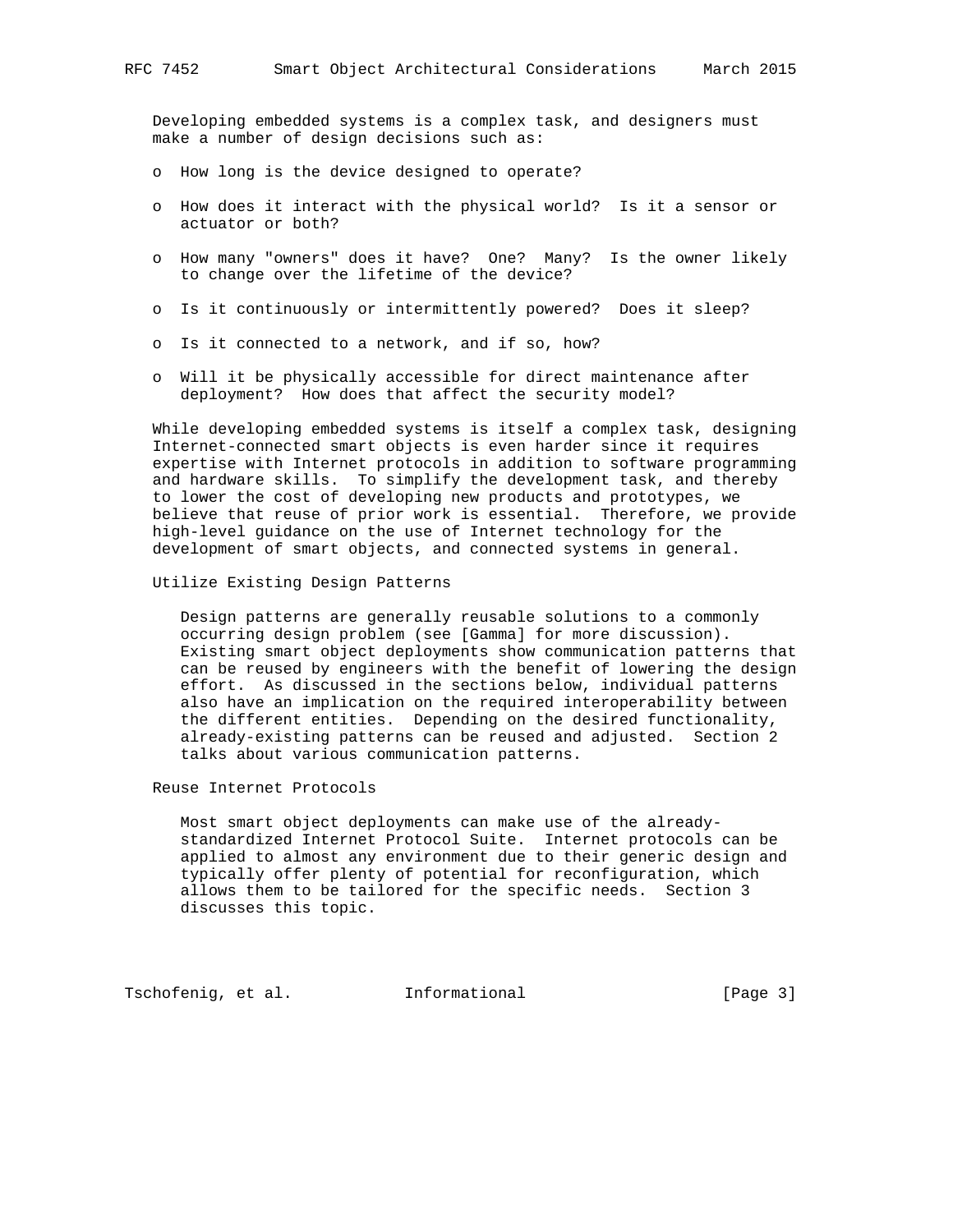Developing embedded systems is a complex task, and designers must make a number of design decisions such as:

- How long is the device designed to operate?
- How does it interact with the physical world? Is it a sensor or actuator or both?
- How many "owners" does it have? One? Many? Is the owner likely to change over the lifetime of the device?
- Is it continuously or intermittently powered? Does it sleep?
- Is it connected to a network, and if so, how?
- Will it be physically accessible for direct maintenance after deployment? How does that affect the security model?

While developing embedded systems is itself a complex task, designing Internet-connected smart objects is even harder since it requires expertise with Internet protocols in addition to software programming and hardware skills. To simplify the development task, and thereby to lower the cost of developing new products and prototypes, we believe that reuse of prior work is essential. Therefore, we provide high-level guidance on the use of Internet technology for the development of smart objects, and connected systems in general.

Utilize Existing Design Patterns

> Design patterns are generally reusable solutions to a commonly occurring design problem (see [Gamma] for more discussion). Existing smart object deployments show communication patterns that can be reused by engineers with the benefit of lowering the design effort. As discussed in the sections below, individual patterns also have an implication on the required interoperability between the different entities. Depending on the desired functionality, already-existing patterns can be reused and adjusted. Section 2 talks about various communication patterns.

Reuse Internet Protocols

> Most smart object deployments can make use of the already-standardized Internet Protocol Suite. Internet protocols can be applied to almost any environment due to their generic design and typically offer plenty of potential for reconfiguration, which allows them to be tailored for the specific needs. Section 3 discusses this topic.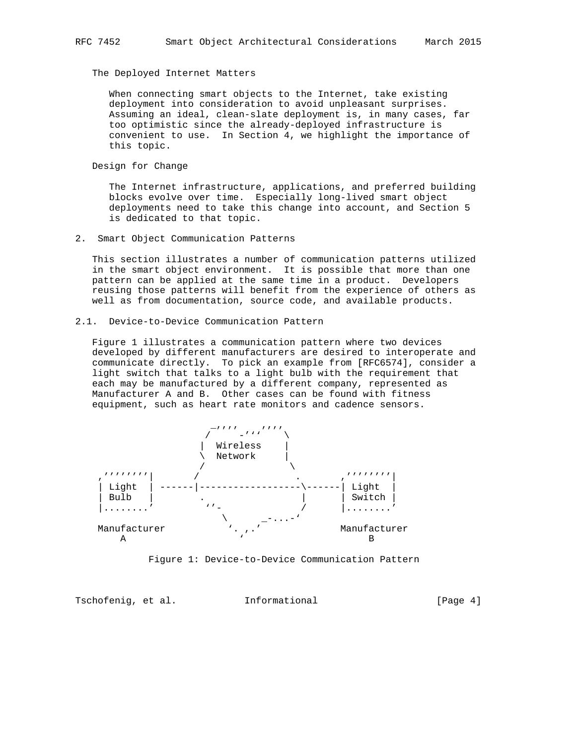The Deployed Internet Matters

When connecting smart objects to the Internet, take existing deployment into consideration to avoid unpleasant surprises. Assuming an ideal, clean-slate deployment is, in many cases, far too optimistic since the already-deployed infrastructure is convenient to use. In Section 4, we highlight the importance of this topic.

Design for Change

The Internet infrastructure, applications, and preferred building blocks evolve over time. Especially long-lived smart object deployments need to take this change into account, and Section 5 is dedicated to that topic.

## 2. Smart Object Communication Patterns

This section illustrates a number of communication patterns utilized in the smart object environment. It is possible that more than one pattern can be applied at the same time in a product. Developers reusing those patterns will benefit from the experience of others as well as from documentation, source code, and available products.

### 2.1. Device-to-Device Communication Pattern

Figure 1 illustrates a communication pattern where two devices developed by different manufacturers are desired to interoperate and communicate directly. To pick an example from [RFC6574], consider a light switch that talks to a light bulb with the requirement that each may be manufactured by a different company, represented as Manufacturer A and B. Other cases can be found with fitness equipment, such as heart rate monitors and cadence sensors.

```
                   _,,,, ,,,,,,,
                  /     -'''    \
                 |  Wireless     |
                 \  Network      |
                 /                \
 ,''''''''|      /                  .      ,''''''''|
 | Light  | ------|------------------\------| Light  |
 | Bulb   |       .                  |      | Switch |
 |........'        ''-              /       |........'
                     \         _-...-'
 Manufacturer          '. ,.'              Manufacturer
      A                  '                      B
```

Figure 1: Device-to-Device Communication Pattern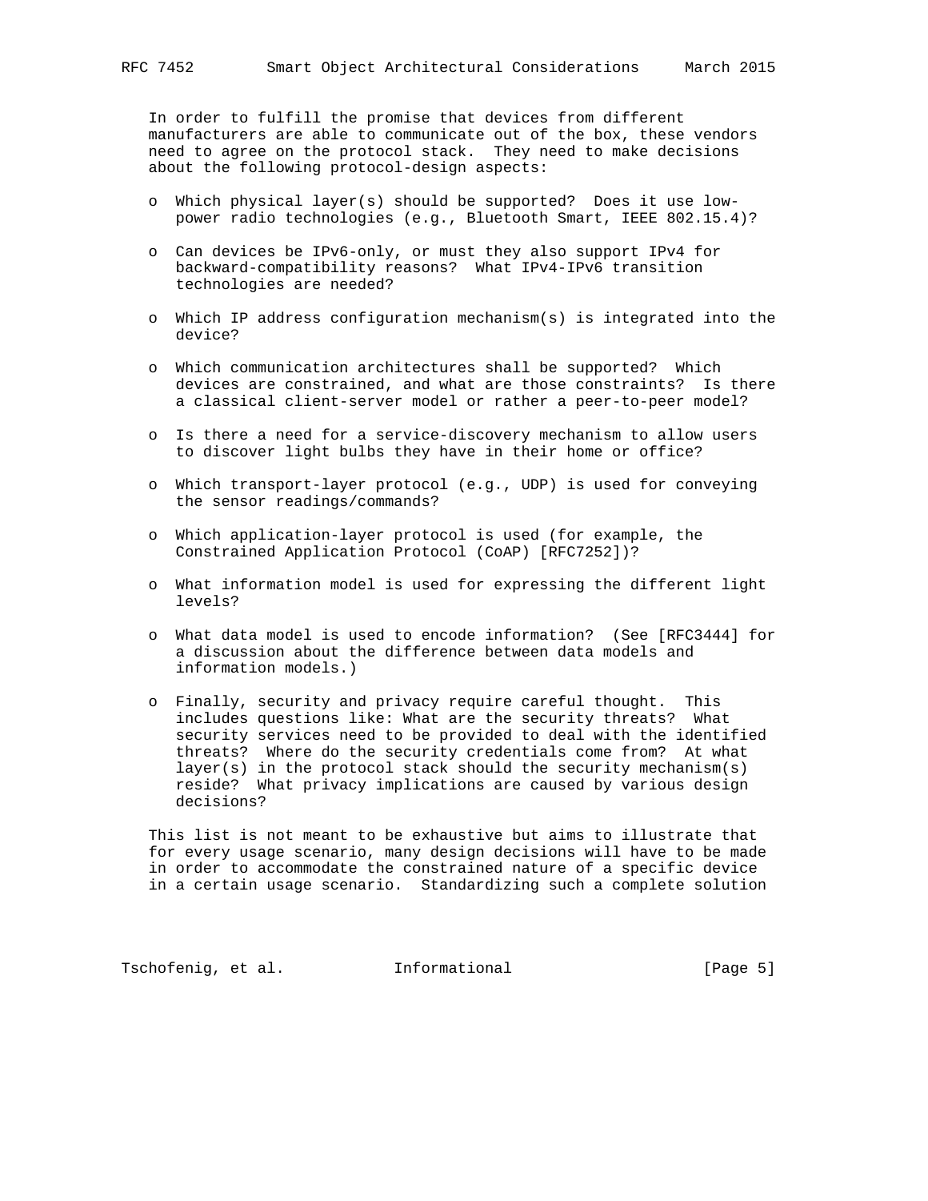In order to fulfill the promise that devices from different manufacturers are able to communicate out of the box, these vendors need to agree on the protocol stack. They need to make decisions about the following protocol-design aspects:

- Which physical layer(s) should be supported? Does it use low-power radio technologies (e.g., Bluetooth Smart, IEEE 802.15.4)?
- Can devices be IPv6-only, or must they also support IPv4 for backward-compatibility reasons? What IPv4-IPv6 transition technologies are needed?
- Which IP address configuration mechanism(s) is integrated into the device?
- Which communication architectures shall be supported? Which devices are constrained, and what are those constraints? Is there a classical client-server model or rather a peer-to-peer model?
- Is there a need for a service-discovery mechanism to allow users to discover light bulbs they have in their home or office?
- Which transport-layer protocol (e.g., UDP) is used for conveying the sensor readings/commands?
- Which application-layer protocol is used (for example, the Constrained Application Protocol (CoAP) [RFC7252])?
- What information model is used for expressing the different light levels?
- What data model is used to encode information? (See [RFC3444] for a discussion about the difference between data models and information models.)
- Finally, security and privacy require careful thought. This includes questions like: What are the security threats? What security services need to be provided to deal with the identified threats? Where do the security credentials come from? At what layer(s) in the protocol stack should the security mechanism(s) reside? What privacy implications are caused by various design decisions?

This list is not meant to be exhaustive but aims to illustrate that for every usage scenario, many design decisions will have to be made in order to accommodate the constrained nature of a specific device in a certain usage scenario. Standardizing such a complete solution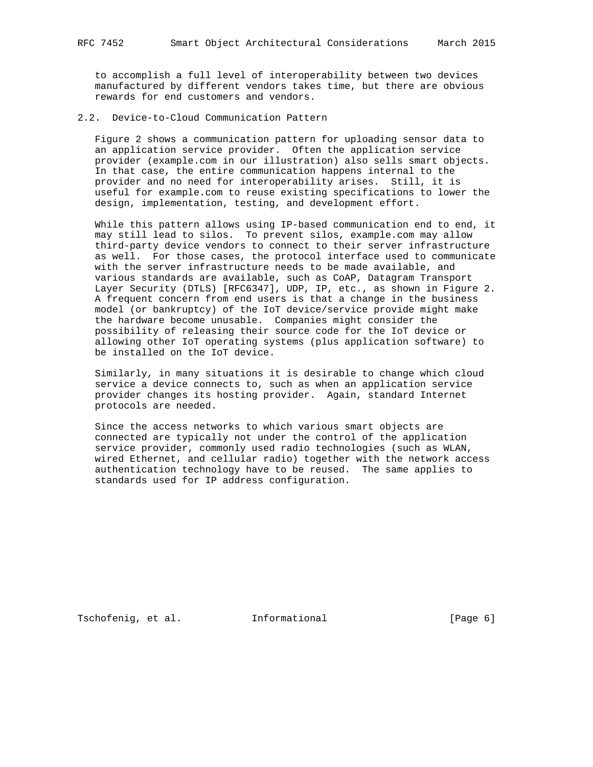to accomplish a full level of interoperability between two devices manufactured by different vendors takes time, but there are obvious rewards for end customers and vendors.

## 2.2. Device-to-Cloud Communication Pattern

Figure 2 shows a communication pattern for uploading sensor data to an application service provider. Often the application service provider (example.com in our illustration) also sells smart objects. In that case, the entire communication happens internal to the provider and no need for interoperability arises. Still, it is useful for example.com to reuse existing specifications to lower the design, implementation, testing, and development effort.

While this pattern allows using IP-based communication end to end, it may still lead to silos. To prevent silos, example.com may allow third-party device vendors to connect to their server infrastructure as well. For those cases, the protocol interface used to communicate with the server infrastructure needs to be made available, and various standards are available, such as CoAP, Datagram Transport Layer Security (DTLS) [RFC6347], UDP, IP, etc., as shown in Figure 2. A frequent concern from end users is that a change in the business model (or bankruptcy) of the IoT device/service provide might make the hardware become unusable. Companies might consider the possibility of releasing their source code for the IoT device or allowing other IoT operating systems (plus application software) to be installed on the IoT device.

Similarly, in many situations it is desirable to change which cloud service a device connects to, such as when an application service provider changes its hosting provider. Again, standard Internet protocols are needed.

Since the access networks to which various smart objects are connected are typically not under the control of the application service provider, commonly used radio technologies (such as WLAN, wired Ethernet, and cellular radio) together with the network access authentication technology have to be reused. The same applies to standards used for IP address configuration.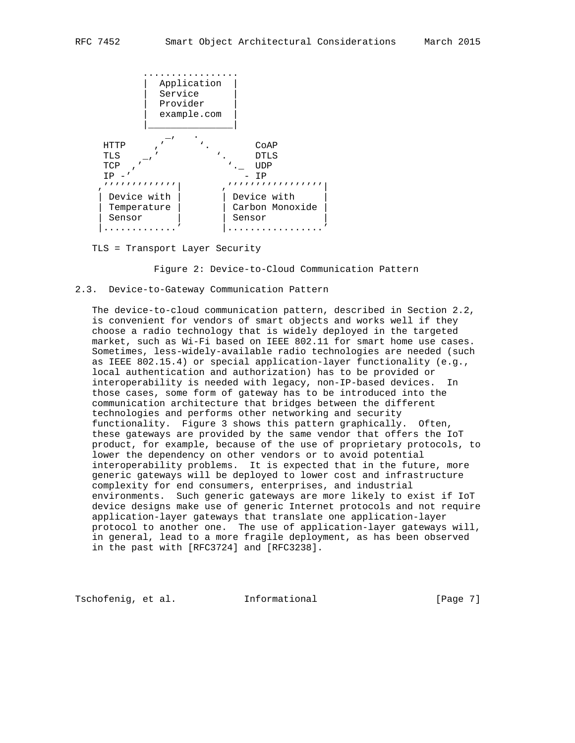```
          .................
          |  Application  |
          |  Service      |
          |  Provider     |
          |  example.com  |
          |_______________|
              _,    .
    HTTP     ,'      '.        CoAP
    TLS    _,'          '.     DTLS
    TCP  ,'              '._  UDP
    IP -'                    - IP
   ,'''''''''''''|       ,''''''''''''''''|
   | Device with |       | Device with     |
   | Temperature |       | Carbon Monoxide |
   | Sensor      |       | Sensor          |
   |............'       |................'

   TLS = Transport Layer Security
```

Figure 2: Device-to-Cloud Communication Pattern

### 2.3. Device-to-Gateway Communication Pattern

The device-to-cloud communication pattern, described in Section 2.2, is convenient for vendors of smart objects and works well if they choose a radio technology that is widely deployed in the targeted market, such as Wi-Fi based on IEEE 802.11 for smart home use cases. Sometimes, less-widely-available radio technologies are needed (such as IEEE 802.15.4) or special application-layer functionality (e.g., local authentication and authorization) has to be provided or interoperability is needed with legacy, non-IP-based devices. In those cases, some form of gateway has to be introduced into the communication architecture that bridges between the different technologies and performs other networking and security functionality. Figure 3 shows this pattern graphically. Often, these gateways are provided by the same vendor that offers the IoT product, for example, because of the use of proprietary protocols, to lower the dependency on other vendors or to avoid potential interoperability problems. It is expected that in the future, more generic gateways will be deployed to lower cost and infrastructure complexity for end consumers, enterprises, and industrial environments. Such generic gateways are more likely to exist if IoT device designs make use of generic Internet protocols and not require application-layer gateways that translate one application-layer protocol to another one. The use of application-layer gateways will, in general, lead to a more fragile deployment, as has been observed in the past with [RFC3724] and [RFC3238].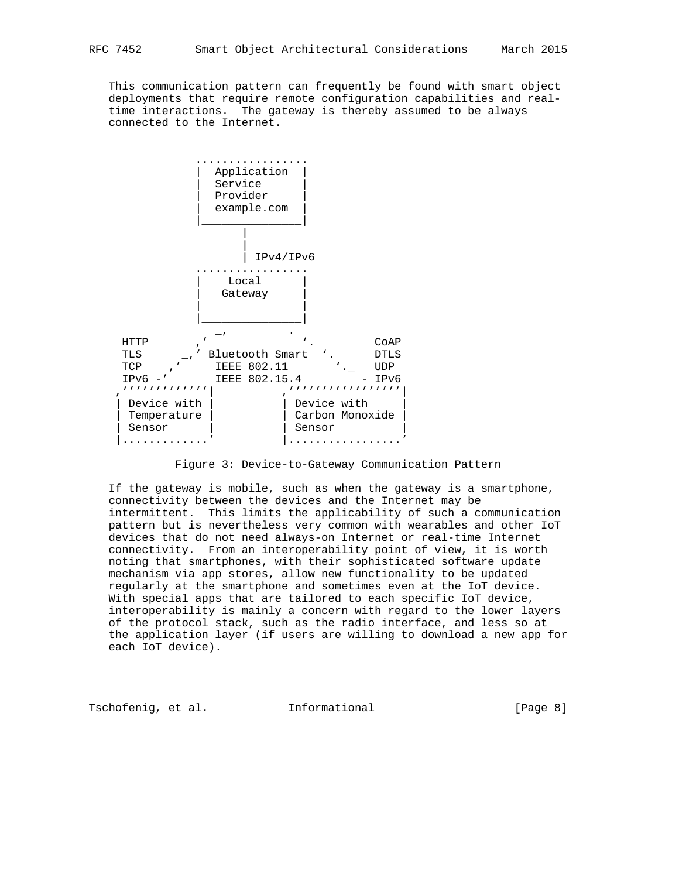This communication pattern can frequently be found with smart object deployments that require remote configuration capabilities and real-time interactions. The gateway is thereby assumed to be always connected to the Internet.

```
             .................
             |  Application  |
             |  Service      |
             |  Provider     |
             |  example.com  |
             |_______________|
                    |
                    |
                    | IPv4/IPv6
             .................
             |    Local      |
             |   Gateway     |
             |               |
             |_______________|
                _,         .
   HTTP       ,'            '.         CoAP
   TLS      _,' Bluetooth Smart  '.      DTLS
   TCP    ,'     IEEE 802.11       '._   UDP
   IPv6 -'       IEEE 802.15.4         - IPv6
  ,'''''''''''''|          ,''''''''''''''''|
  | Device with |          | Device with     |
  | Temperature |          | Carbon Monoxide |
  | Sensor      |          | Sensor          |
  |.............'          |.................'
```

Figure 3: Device-to-Gateway Communication Pattern

If the gateway is mobile, such as when the gateway is a smartphone, connectivity between the devices and the Internet may be intermittent. This limits the applicability of such a communication pattern but is nevertheless very common with wearables and other IoT devices that do not need always-on Internet or real-time Internet connectivity. From an interoperability point of view, it is worth noting that smartphones, with their sophisticated software update mechanism via app stores, allow new functionality to be updated regularly at the smartphone and sometimes even at the IoT device. With special apps that are tailored to each specific IoT device, interoperability is mainly a concern with regard to the lower layers of the protocol stack, such as the radio interface, and less so at the application layer (if users are willing to download a new app for each IoT device).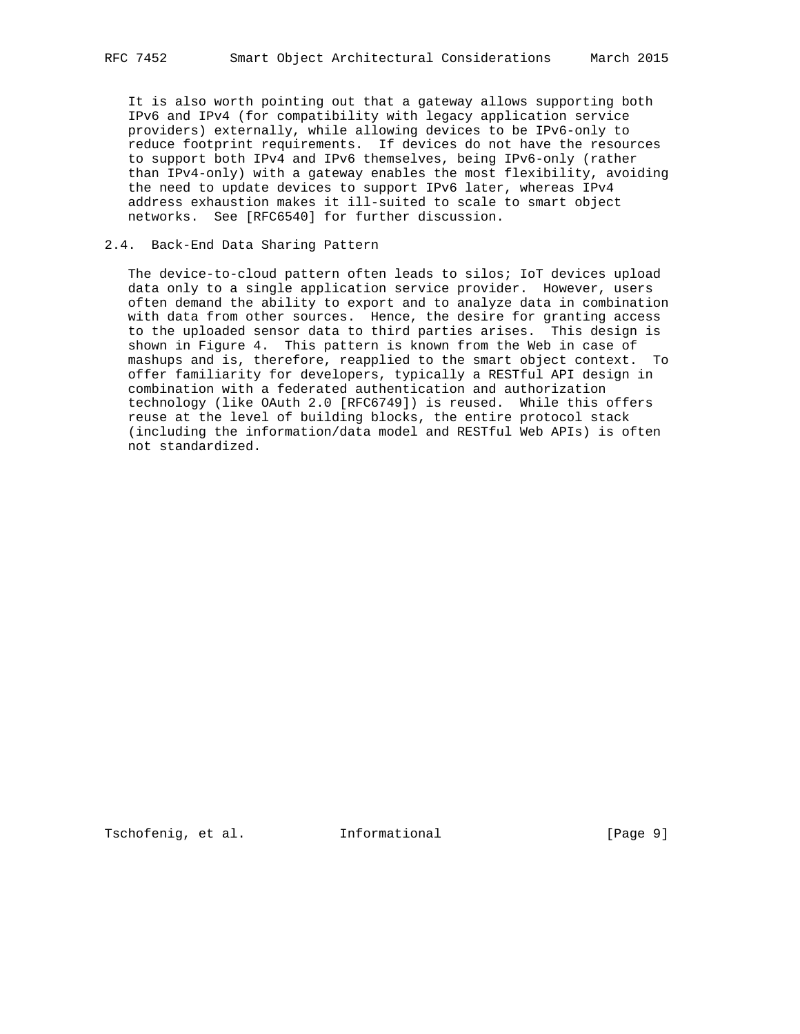It is also worth pointing out that a gateway allows supporting both IPv6 and IPv4 (for compatibility with legacy application service providers) externally, while allowing devices to be IPv6-only to reduce footprint requirements. If devices do not have the resources to support both IPv4 and IPv6 themselves, being IPv6-only (rather than IPv4-only) with a gateway enables the most flexibility, avoiding the need to update devices to support IPv6 later, whereas IPv4 address exhaustion makes it ill-suited to scale to smart object networks. See [RFC6540] for further discussion.

## 2.4. Back-End Data Sharing Pattern

The device-to-cloud pattern often leads to silos; IoT devices upload data only to a single application service provider. However, users often demand the ability to export and to analyze data in combination with data from other sources. Hence, the desire for granting access to the uploaded sensor data to third parties arises. This design is shown in Figure 4. This pattern is known from the Web in case of mashups and is, therefore, reapplied to the smart object context. To offer familiarity for developers, typically a RESTful API design in combination with a federated authentication and authorization technology (like OAuth 2.0 [RFC6749]) is reused. While this offers reuse at the level of building blocks, the entire protocol stack (including the information/data model and RESTful Web APIs) is often not standardized.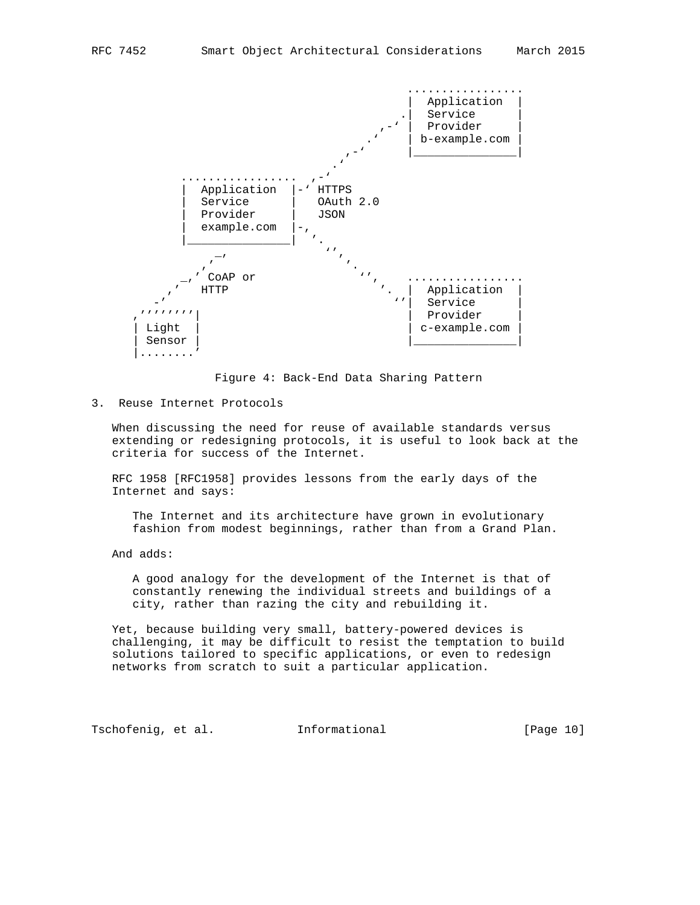```
                                                  ................
                                                  |  Application  |
                                                 .|  Service      |
                                              ,-' |  Provider     |
                                            .'    | b-example.com |
                                         ,-'      |_______________|
                                       .'
            ................        ,-'
            |  Application  |-'  HTTPS
            |  Service      |    OAuth 2.0
            |  Provider     |    JSON
            |  example.com  |-,
            |_______________|  '.
                 _,              ',
               ,'                  ',
           _,'  CoAP or              '',     ................
         ,'     HTTP                    '.  |  Application  |
       -'                                 ''|  Service      |
     ,''''''''|                             |  Provider     |
     | Light  |                             | c-example.com |
     | Sensor |                             |_______________|
     |........'
```

Figure 4: Back-End Data Sharing Pattern

## 3. Reuse Internet Protocols

When discussing the need for reuse of available standards versus extending or redesigning protocols, it is useful to look back at the criteria for success of the Internet.

RFC 1958 [RFC1958] provides lessons from the early days of the Internet and says:

> The Internet and its architecture have grown in evolutionary fashion from modest beginnings, rather than from a Grand Plan.

And adds:

> A good analogy for the development of the Internet is that of constantly renewing the individual streets and buildings of a city, rather than razing the city and rebuilding it.

Yet, because building very small, battery-powered devices is challenging, it may be difficult to resist the temptation to build solutions tailored to specific applications, or even to redesign networks from scratch to suit a particular application.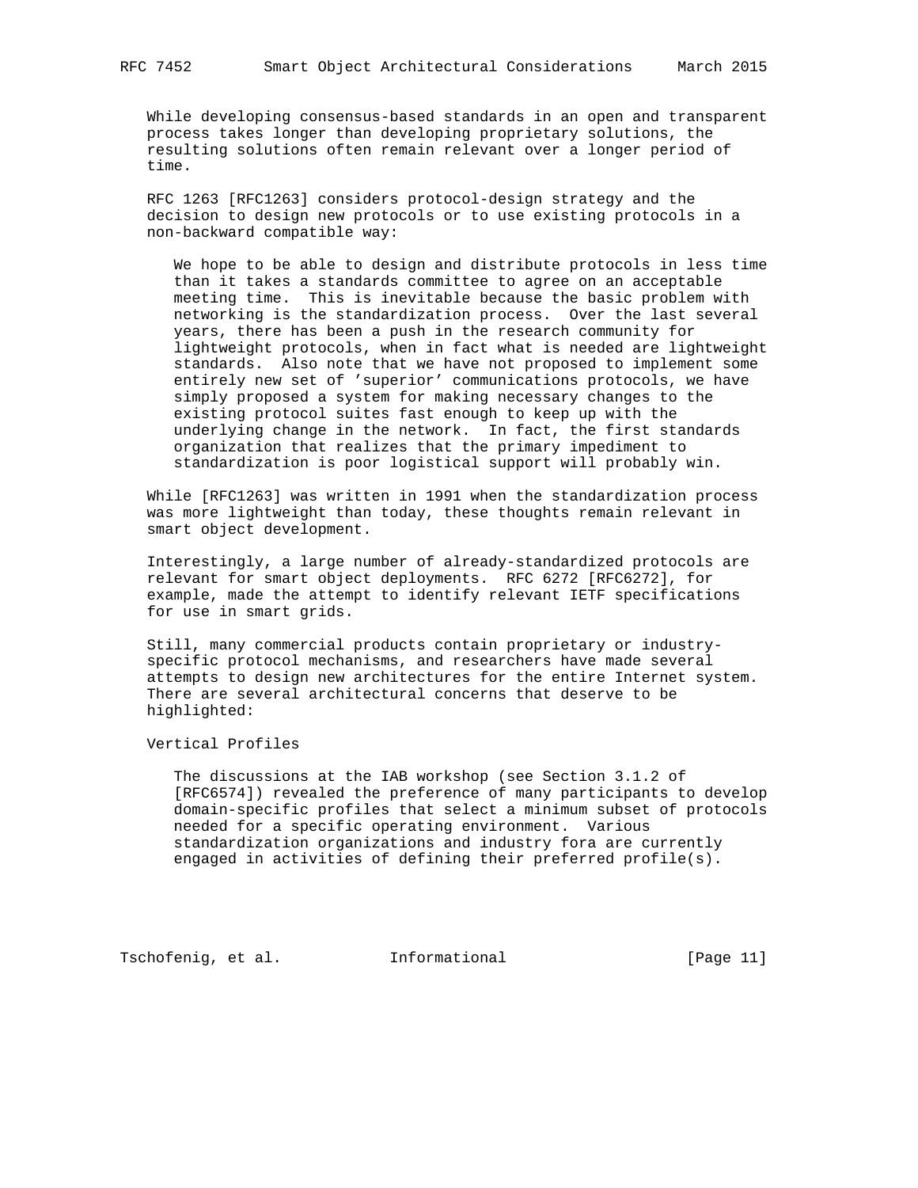While developing consensus-based standards in an open and transparent process takes longer than developing proprietary solutions, the resulting solutions often remain relevant over a longer period of time.

RFC 1263 [RFC1263] considers protocol-design strategy and the decision to design new protocols or to use existing protocols in a non-backward compatible way:

> We hope to be able to design and distribute protocols in less time than it takes a standards committee to agree on an acceptable meeting time. This is inevitable because the basic problem with networking is the standardization process. Over the last several years, there has been a push in the research community for lightweight protocols, when in fact what is needed are lightweight standards. Also note that we have not proposed to implement some entirely new set of 'superior' communications protocols, we have simply proposed a system for making necessary changes to the existing protocol suites fast enough to keep up with the underlying change in the network. In fact, the first standards organization that realizes that the primary impediment to standardization is poor logistical support will probably win.

While [RFC1263] was written in 1991 when the standardization process was more lightweight than today, these thoughts remain relevant in smart object development.

Interestingly, a large number of already-standardized protocols are relevant for smart object deployments. RFC 6272 [RFC6272], for example, made the attempt to identify relevant IETF specifications for use in smart grids.

Still, many commercial products contain proprietary or industry-specific protocol mechanisms, and researchers have made several attempts to design new architectures for the entire Internet system. There are several architectural concerns that deserve to be highlighted:

Vertical Profiles

> The discussions at the IAB workshop (see Section 3.1.2 of [RFC6574]) revealed the preference of many participants to develop domain-specific profiles that select a minimum subset of protocols needed for a specific operating environment. Various standardization organizations and industry fora are currently engaged in activities of defining their preferred profile(s).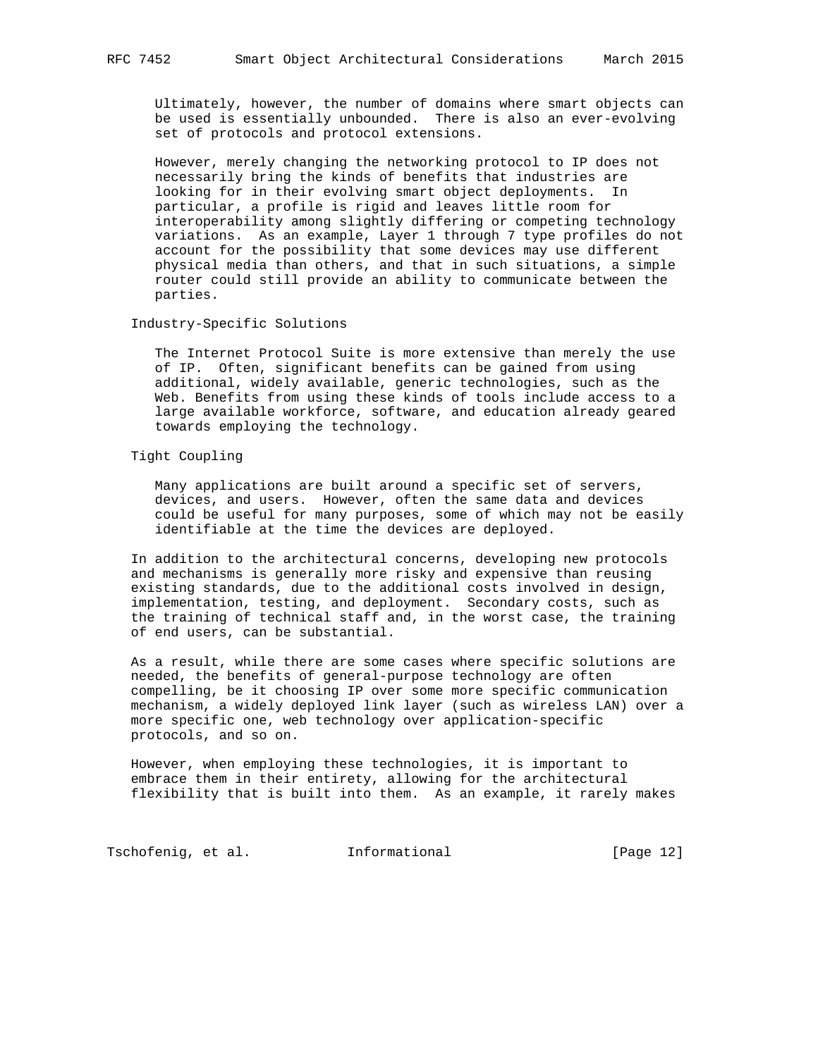Ultimately, however, the number of domains where smart objects can be used is essentially unbounded. There is also an ever-evolving set of protocols and protocol extensions.

However, merely changing the networking protocol to IP does not necessarily bring the kinds of benefits that industries are looking for in their evolving smart object deployments. In particular, a profile is rigid and leaves little room for interoperability among slightly differing or competing technology variations. As an example, Layer 1 through 7 type profiles do not account for the possibility that some devices may use different physical media than others, and that in such situations, a simple router could still provide an ability to communicate between the parties.

Industry-Specific Solutions

The Internet Protocol Suite is more extensive than merely the use of IP. Often, significant benefits can be gained from using additional, widely available, generic technologies, such as the Web. Benefits from using these kinds of tools include access to a large available workforce, software, and education already geared towards employing the technology.

Tight Coupling

Many applications are built around a specific set of servers, devices, and users. However, often the same data and devices could be useful for many purposes, some of which may not be easily identifiable at the time the devices are deployed.

In addition to the architectural concerns, developing new protocols and mechanisms is generally more risky and expensive than reusing existing standards, due to the additional costs involved in design, implementation, testing, and deployment. Secondary costs, such as the training of technical staff and, in the worst case, the training of end users, can be substantial.

As a result, while there are some cases where specific solutions are needed, the benefits of general-purpose technology are often compelling, be it choosing IP over some more specific communication mechanism, a widely deployed link layer (such as wireless LAN) over a more specific one, web technology over application-specific protocols, and so on.

However, when employing these technologies, it is important to embrace them in their entirety, allowing for the architectural flexibility that is built into them. As an example, it rarely makes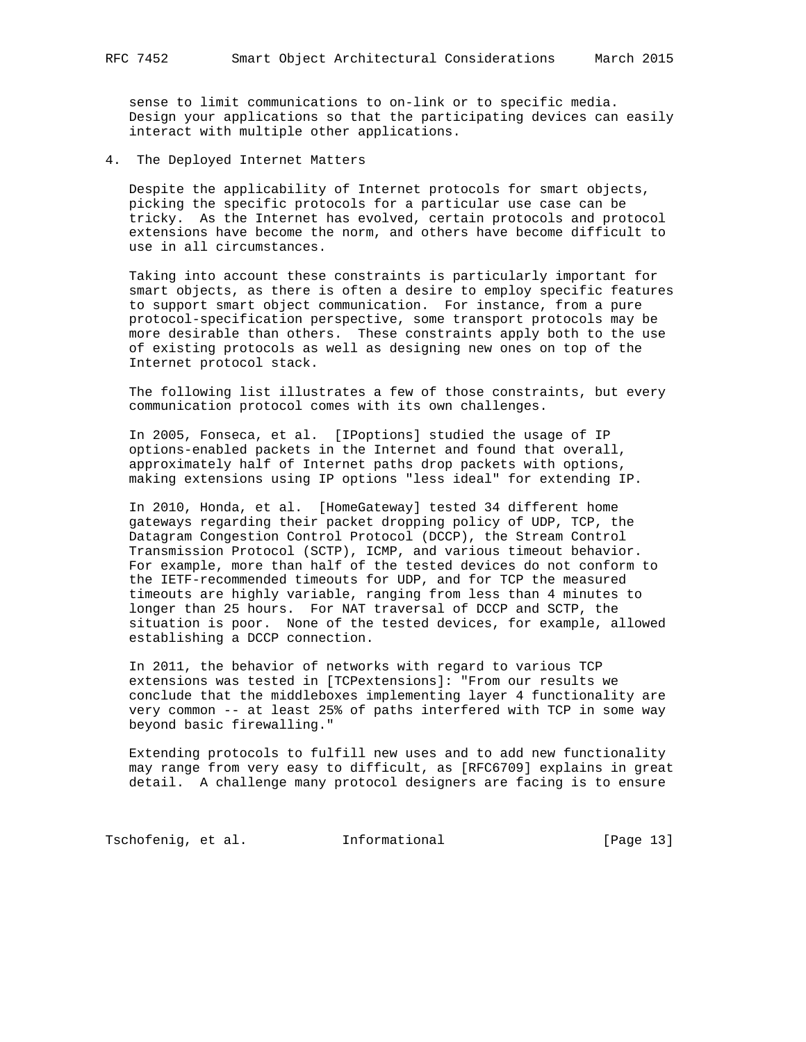sense to limit communications to on-link or to specific media. Design your applications so that the participating devices can easily interact with multiple other applications.

## 4. The Deployed Internet Matters

Despite the applicability of Internet protocols for smart objects, picking the specific protocols for a particular use case can be tricky. As the Internet has evolved, certain protocols and protocol extensions have become the norm, and others have become difficult to use in all circumstances.

Taking into account these constraints is particularly important for smart objects, as there is often a desire to employ specific features to support smart object communication. For instance, from a pure protocol-specification perspective, some transport protocols may be more desirable than others. These constraints apply both to the use of existing protocols as well as designing new ones on top of the Internet protocol stack.

The following list illustrates a few of those constraints, but every communication protocol comes with its own challenges.

In 2005, Fonseca, et al. [IPoptions] studied the usage of IP options-enabled packets in the Internet and found that overall, approximately half of Internet paths drop packets with options, making extensions using IP options "less ideal" for extending IP.

In 2010, Honda, et al. [HomeGateway] tested 34 different home gateways regarding their packet dropping policy of UDP, TCP, the Datagram Congestion Control Protocol (DCCP), the Stream Control Transmission Protocol (SCTP), ICMP, and various timeout behavior. For example, more than half of the tested devices do not conform to the IETF-recommended timeouts for UDP, and for TCP the measured timeouts are highly variable, ranging from less than 4 minutes to longer than 25 hours. For NAT traversal of DCCP and SCTP, the situation is poor. None of the tested devices, for example, allowed establishing a DCCP connection.

In 2011, the behavior of networks with regard to various TCP extensions was tested in [TCPextensions]: "From our results we conclude that the middleboxes implementing layer 4 functionality are very common -- at least 25% of paths interfered with TCP in some way beyond basic firewalling."

Extending protocols to fulfill new uses and to add new functionality may range from very easy to difficult, as [RFC6709] explains in great detail. A challenge many protocol designers are facing is to ensure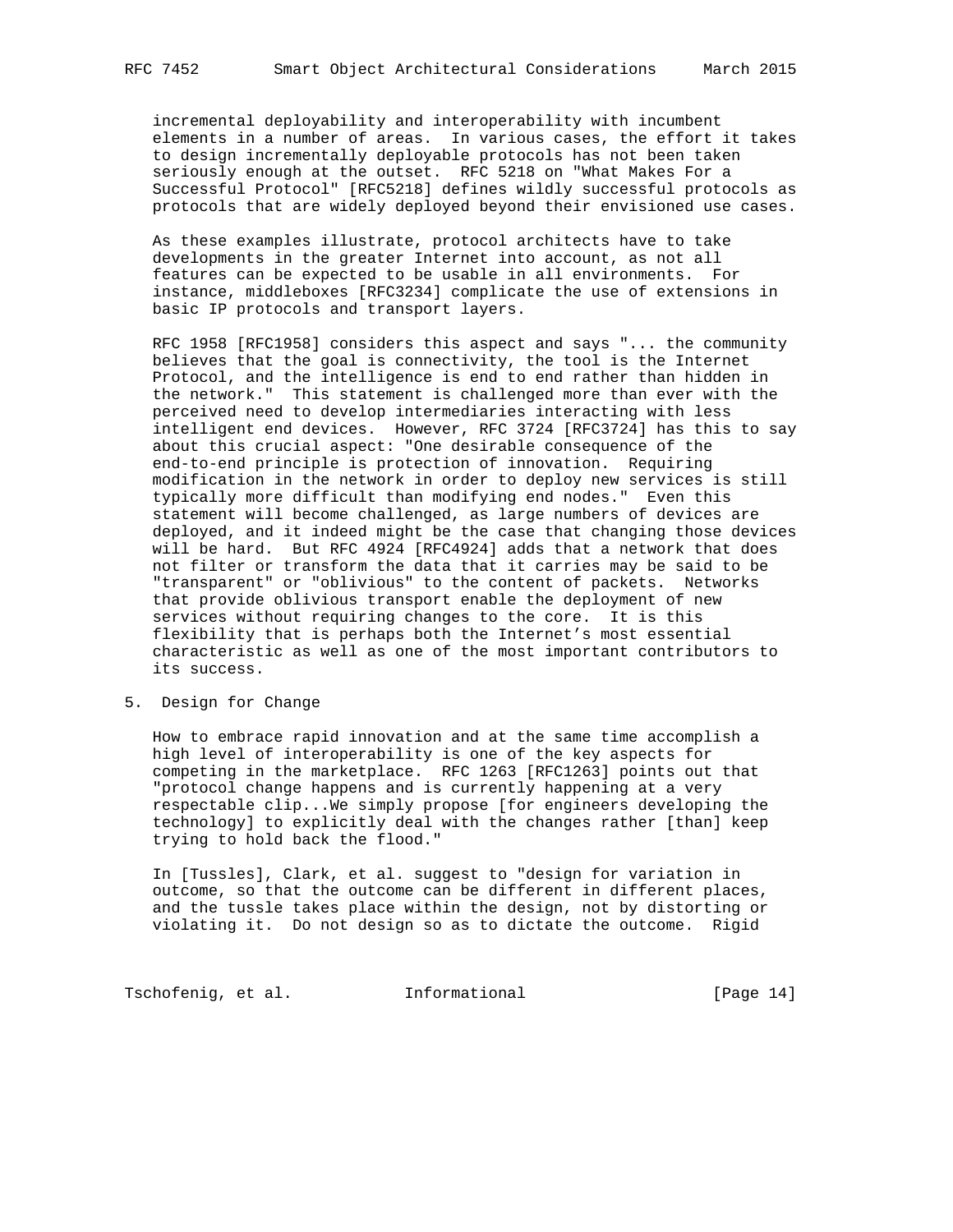incremental deployability and interoperability with incumbent elements in a number of areas. In various cases, the effort it takes to design incrementally deployable protocols has not been taken seriously enough at the outset. RFC 5218 on "What Makes For a Successful Protocol" [RFC5218] defines wildly successful protocols as protocols that are widely deployed beyond their envisioned use cases.

As these examples illustrate, protocol architects have to take developments in the greater Internet into account, as not all features can be expected to be usable in all environments. For instance, middleboxes [RFC3234] complicate the use of extensions in basic IP protocols and transport layers.

RFC 1958 [RFC1958] considers this aspect and says "... the community believes that the goal is connectivity, the tool is the Internet Protocol, and the intelligence is end to end rather than hidden in the network." This statement is challenged more than ever with the perceived need to develop intermediaries interacting with less intelligent end devices. However, RFC 3724 [RFC3724] has this to say about this crucial aspect: "One desirable consequence of the end-to-end principle is protection of innovation. Requiring modification in the network in order to deploy new services is still typically more difficult than modifying end nodes." Even this statement will become challenged, as large numbers of devices are deployed, and it indeed might be the case that changing those devices will be hard. But RFC 4924 [RFC4924] adds that a network that does not filter or transform the data that it carries may be said to be "transparent" or "oblivious" to the content of packets. Networks that provide oblivious transport enable the deployment of new services without requiring changes to the core. It is this flexibility that is perhaps both the Internet's most essential characteristic as well as one of the most important contributors to its success.

## 5. Design for Change

How to embrace rapid innovation and at the same time accomplish a high level of interoperability is one of the key aspects for competing in the marketplace. RFC 1263 [RFC1263] points out that "protocol change happens and is currently happening at a very respectable clip...We simply propose [for engineers developing the technology] to explicitly deal with the changes rather [than] keep trying to hold back the flood."

In [Tussles], Clark, et al. suggest to "design for variation in outcome, so that the outcome can be different in different places, and the tussle takes place within the design, not by distorting or violating it. Do not design so as to dictate the outcome. Rigid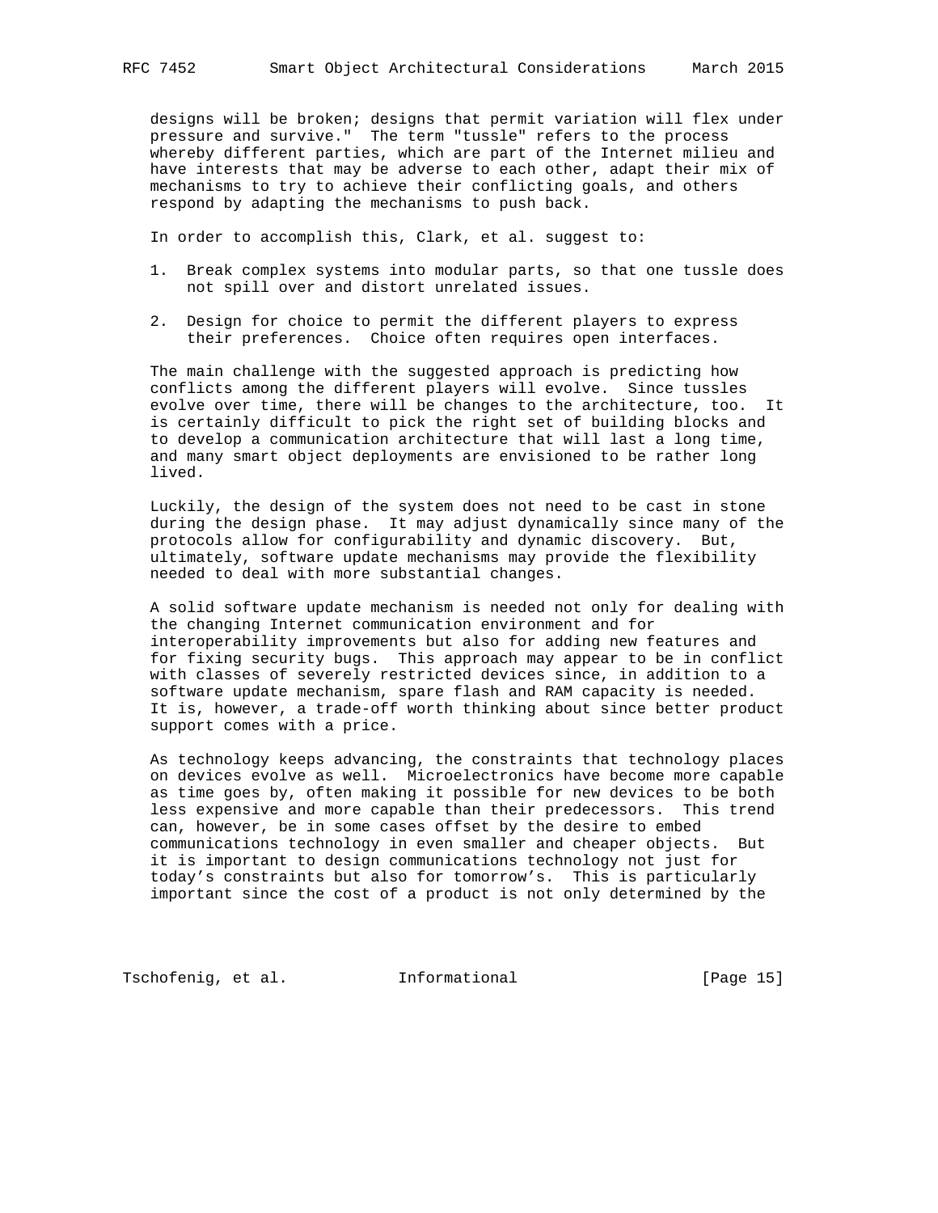designs will be broken; designs that permit variation will flex under pressure and survive." The term "tussle" refers to the process whereby different parties, which are part of the Internet milieu and have interests that may be adverse to each other, adapt their mix of mechanisms to try to achieve their conflicting goals, and others respond by adapting the mechanisms to push back.

In order to accomplish this, Clark, et al. suggest to:

1. Break complex systems into modular parts, so that one tussle does not spill over and distort unrelated issues.

2. Design for choice to permit the different players to express their preferences. Choice often requires open interfaces.

The main challenge with the suggested approach is predicting how conflicts among the different players will evolve. Since tussles evolve over time, there will be changes to the architecture, too. It is certainly difficult to pick the right set of building blocks and to develop a communication architecture that will last a long time, and many smart object deployments are envisioned to be rather long lived.

Luckily, the design of the system does not need to be cast in stone during the design phase. It may adjust dynamically since many of the protocols allow for configurability and dynamic discovery. But, ultimately, software update mechanisms may provide the flexibility needed to deal with more substantial changes.

A solid software update mechanism is needed not only for dealing with the changing Internet communication environment and for interoperability improvements but also for adding new features and for fixing security bugs. This approach may appear to be in conflict with classes of severely restricted devices since, in addition to a software update mechanism, spare flash and RAM capacity is needed. It is, however, a trade-off worth thinking about since better product support comes with a price.

As technology keeps advancing, the constraints that technology places on devices evolve as well. Microelectronics have become more capable as time goes by, often making it possible for new devices to be both less expensive and more capable than their predecessors. This trend can, however, be in some cases offset by the desire to embed communications technology in even smaller and cheaper objects. But it is important to design communications technology not just for today's constraints but also for tomorrow's. This is particularly important since the cost of a product is not only determined by the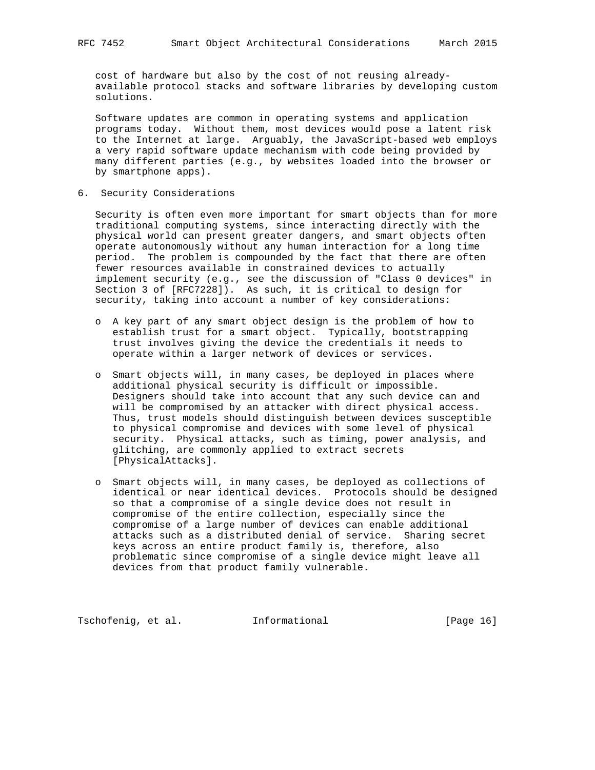cost of hardware but also by the cost of not reusing already-available protocol stacks and software libraries by developing custom solutions.

Software updates are common in operating systems and application programs today. Without them, most devices would pose a latent risk to the Internet at large. Arguably, the JavaScript-based web employs a very rapid software update mechanism with code being provided by many different parties (e.g., by websites loaded into the browser or by smartphone apps).

## 6. Security Considerations

Security is often even more important for smart objects than for more traditional computing systems, since interacting directly with the physical world can present greater dangers, and smart objects often operate autonomously without any human interaction for a long time period. The problem is compounded by the fact that there are often fewer resources available in constrained devices to actually implement security (e.g., see the discussion of "Class 0 devices" in Section 3 of [RFC7228]). As such, it is critical to design for security, taking into account a number of key considerations:

- A key part of any smart object design is the problem of how to establish trust for a smart object. Typically, bootstrapping trust involves giving the device the credentials it needs to operate within a larger network of devices or services.

- Smart objects will, in many cases, be deployed in places where additional physical security is difficult or impossible. Designers should take into account that any such device can and will be compromised by an attacker with direct physical access. Thus, trust models should distinguish between devices susceptible to physical compromise and devices with some level of physical security. Physical attacks, such as timing, power analysis, and glitching, are commonly applied to extract secrets [PhysicalAttacks].

- Smart objects will, in many cases, be deployed as collections of identical or near identical devices. Protocols should be designed so that a compromise of a single device does not result in compromise of the entire collection, especially since the compromise of a large number of devices can enable additional attacks such as a distributed denial of service. Sharing secret keys across an entire product family is, therefore, also problematic since compromise of a single device might leave all devices from that product family vulnerable.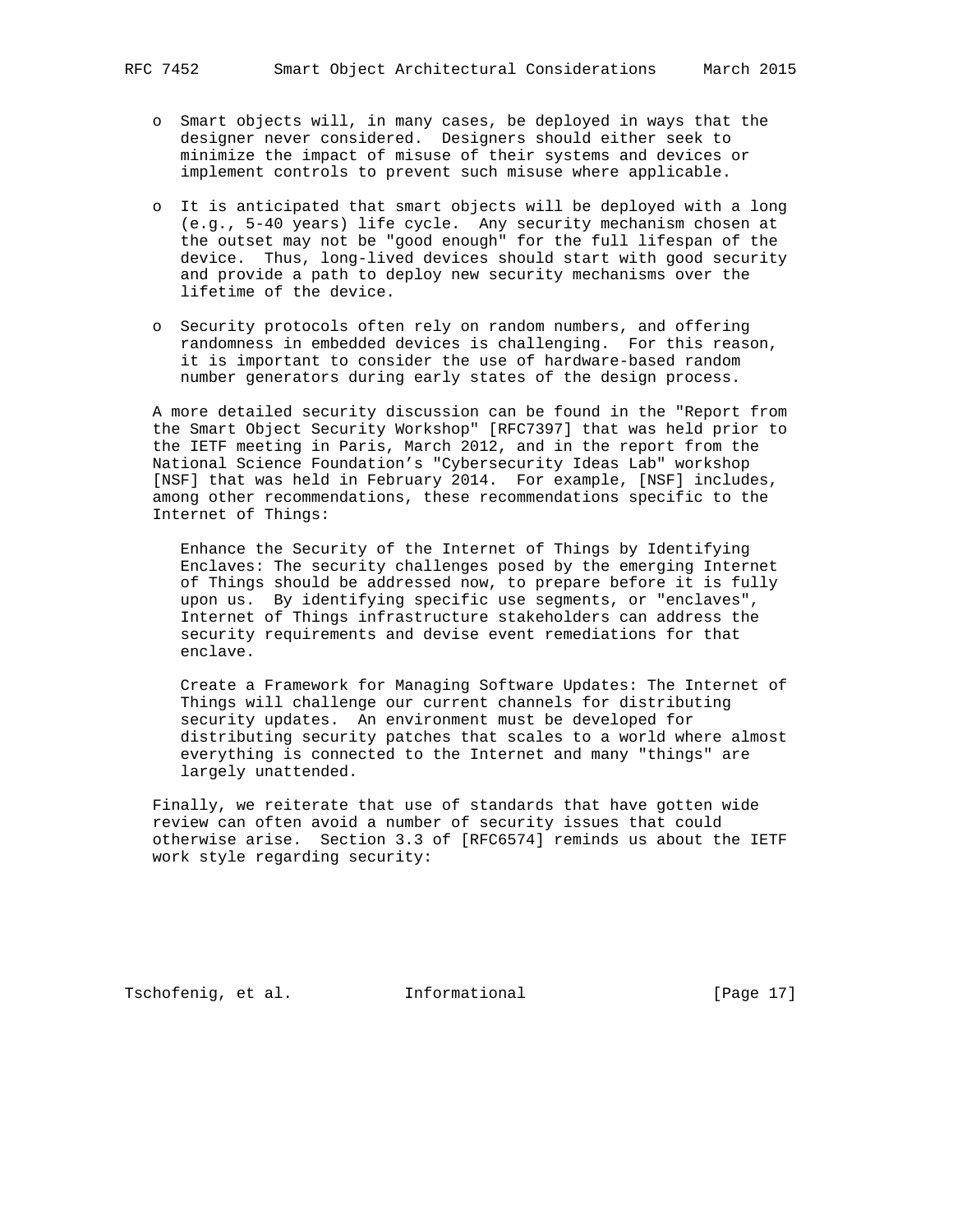- Smart objects will, in many cases, be deployed in ways that the designer never considered. Designers should either seek to minimize the impact of misuse of their systems and devices or implement controls to prevent such misuse where applicable.

- It is anticipated that smart objects will be deployed with a long (e.g., 5-40 years) life cycle. Any security mechanism chosen at the outset may not be "good enough" for the full lifespan of the device. Thus, long-lived devices should start with good security and provide a path to deploy new security mechanisms over the lifetime of the device.

- Security protocols often rely on random numbers, and offering randomness in embedded devices is challenging. For this reason, it is important to consider the use of hardware-based random number generators during early states of the design process.

A more detailed security discussion can be found in the "Report from the Smart Object Security Workshop" [RFC7397] that was held prior to the IETF meeting in Paris, March 2012, and in the report from the National Science Foundation's "Cybersecurity Ideas Lab" workshop [NSF] that was held in February 2014. For example, [NSF] includes, among other recommendations, these recommendations specific to the Internet of Things:

> Enhance the Security of the Internet of Things by Identifying Enclaves: The security challenges posed by the emerging Internet of Things should be addressed now, to prepare before it is fully upon us. By identifying specific use segments, or "enclaves", Internet of Things infrastructure stakeholders can address the security requirements and devise event remediations for that enclave.
>
> Create a Framework for Managing Software Updates: The Internet of Things will challenge our current channels for distributing security updates. An environment must be developed for distributing security patches that scales to a world where almost everything is connected to the Internet and many "things" are largely unattended.

Finally, we reiterate that use of standards that have gotten wide review can often avoid a number of security issues that could otherwise arise. Section 3.3 of [RFC6574] reminds us about the IETF work style regarding security: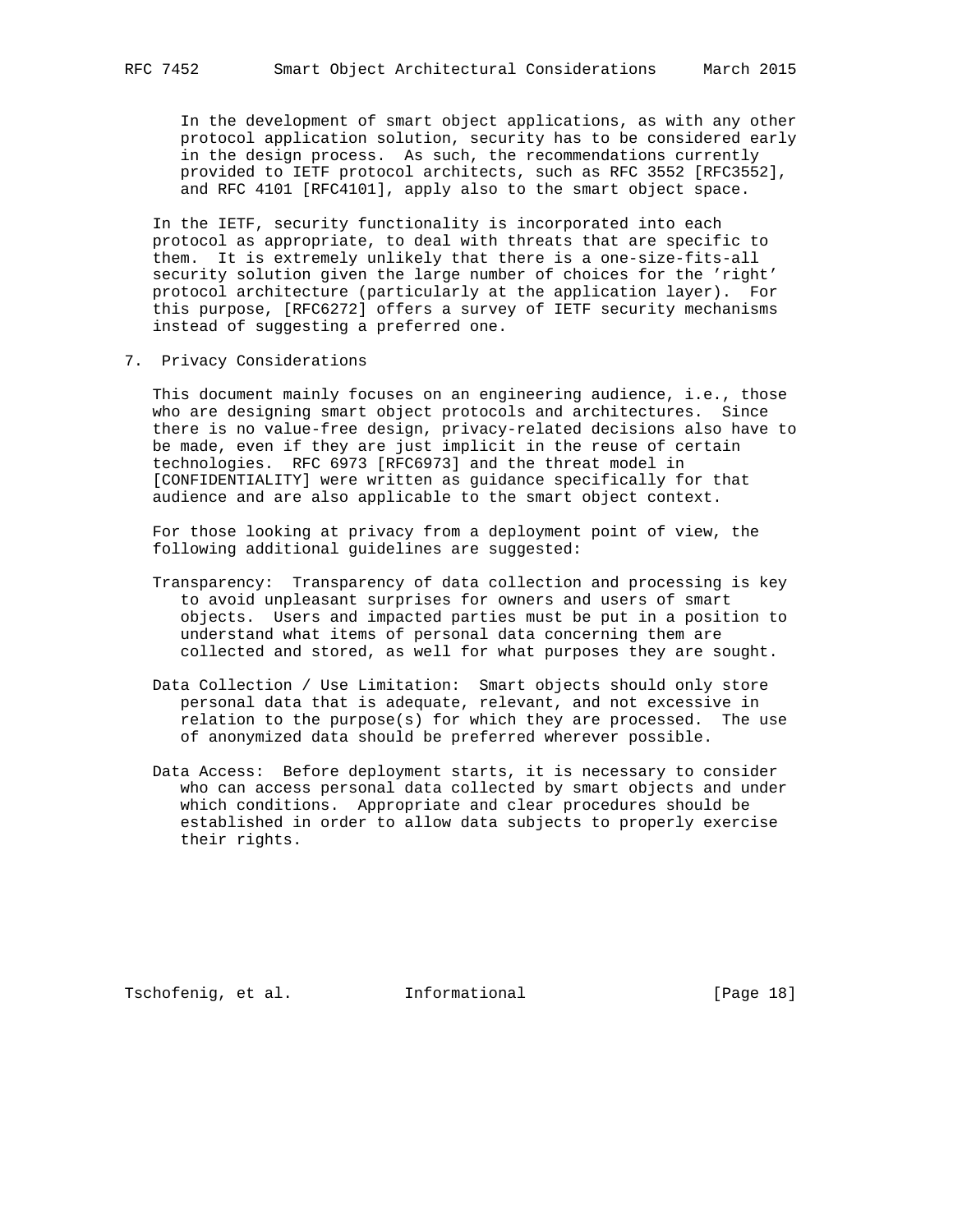In the development of smart object applications, as with any other protocol application solution, security has to be considered early in the design process. As such, the recommendations currently provided to IETF protocol architects, such as RFC 3552 [RFC3552], and RFC 4101 [RFC4101], apply also to the smart object space.

In the IETF, security functionality is incorporated into each protocol as appropriate, to deal with threats that are specific to them. It is extremely unlikely that there is a one-size-fits-all security solution given the large number of choices for the 'right' protocol architecture (particularly at the application layer). For this purpose, [RFC6272] offers a survey of IETF security mechanisms instead of suggesting a preferred one.

## 7. Privacy Considerations

This document mainly focuses on an engineering audience, i.e., those who are designing smart object protocols and architectures. Since there is no value-free design, privacy-related decisions also have to be made, even if they are just implicit in the reuse of certain technologies. RFC 6973 [RFC6973] and the threat model in [CONFIDENTIALITY] were written as guidance specifically for that audience and are also applicable to the smart object context.

For those looking at privacy from a deployment point of view, the following additional guidelines are suggested:

Transparency: Transparency of data collection and processing is key to avoid unpleasant surprises for owners and users of smart objects. Users and impacted parties must be put in a position to understand what items of personal data concerning them are collected and stored, as well for what purposes they are sought.

Data Collection / Use Limitation: Smart objects should only store personal data that is adequate, relevant, and not excessive in relation to the purpose(s) for which they are processed. The use of anonymized data should be preferred wherever possible.

Data Access: Before deployment starts, it is necessary to consider who can access personal data collected by smart objects and under which conditions. Appropriate and clear procedures should be established in order to allow data subjects to properly exercise their rights.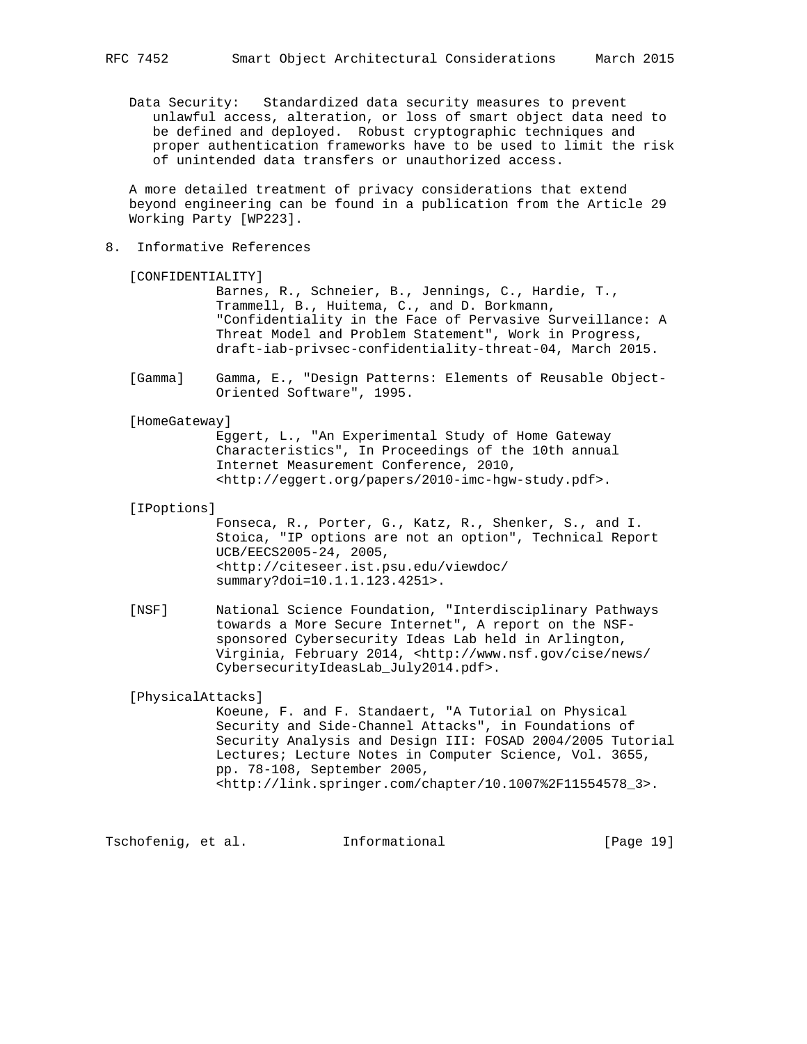Data Security: Standardized data security measures to prevent unlawful access, alteration, or loss of smart object data need to be defined and deployed. Robust cryptographic techniques and proper authentication frameworks have to be used to limit the risk of unintended data transfers or unauthorized access.

A more detailed treatment of privacy considerations that extend beyond engineering can be found in a publication from the Article 29 Working Party [WP223].

## 8. Informative References

[CONFIDENTIALITY]
Barnes, R., Schneier, B., Jennings, C., Hardie, T., Trammell, B., Huitema, C., and D. Borkmann, "Confidentiality in the Face of Pervasive Surveillance: A Threat Model and Problem Statement", Work in Progress, draft-iab-privsec-confidentiality-threat-04, March 2015.

[Gamma] Gamma, E., "Design Patterns: Elements of Reusable Object-Oriented Software", 1995.

[HomeGateway]
Eggert, L., "An Experimental Study of Home Gateway Characteristics", In Proceedings of the 10th annual Internet Measurement Conference, 2010, <http://eggert.org/papers/2010-imc-hgw-study.pdf>.

[IPoptions]
Fonseca, R., Porter, G., Katz, R., Shenker, S., and I. Stoica, "IP options are not an option", Technical Report UCB/EECS2005-24, 2005, <http://citeseer.ist.psu.edu/viewdoc/summary?doi=10.1.1.123.4251>.

[NSF] National Science Foundation, "Interdisciplinary Pathways towards a More Secure Internet", A report on the NSF-sponsored Cybersecurity Ideas Lab held in Arlington, Virginia, February 2014, <http://www.nsf.gov/cise/news/CybersecurityIdeasLab_July2014.pdf>.

[PhysicalAttacks]
Koeune, F. and F. Standaert, "A Tutorial on Physical Security and Side-Channel Attacks", in Foundations of Security Analysis and Design III: FOSAD 2004/2005 Tutorial Lectures; Lecture Notes in Computer Science, Vol. 3655, pp. 78-108, September 2005, <http://link.springer.com/chapter/10.1007%2F11554578_3>.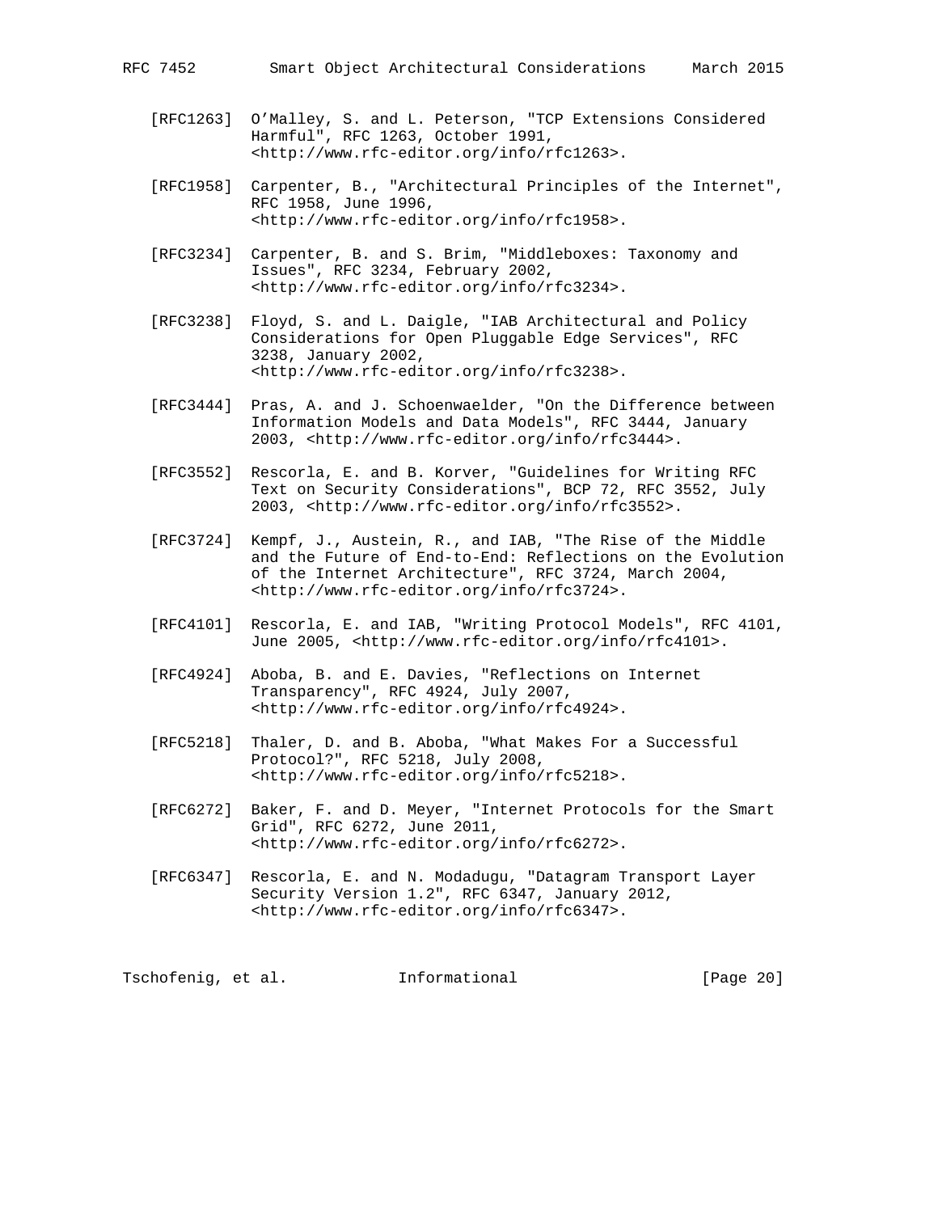[RFC1263] O'Malley, S. and L. Peterson, "TCP Extensions Considered Harmful", RFC 1263, October 1991, <http://www.rfc-editor.org/info/rfc1263>.

[RFC1958] Carpenter, B., "Architectural Principles of the Internet", RFC 1958, June 1996, <http://www.rfc-editor.org/info/rfc1958>.

[RFC3234] Carpenter, B. and S. Brim, "Middleboxes: Taxonomy and Issues", RFC 3234, February 2002, <http://www.rfc-editor.org/info/rfc3234>.

[RFC3238] Floyd, S. and L. Daigle, "IAB Architectural and Policy Considerations for Open Pluggable Edge Services", RFC 3238, January 2002, <http://www.rfc-editor.org/info/rfc3238>.

[RFC3444] Pras, A. and J. Schoenwaelder, "On the Difference between Information Models and Data Models", RFC 3444, January 2003, <http://www.rfc-editor.org/info/rfc3444>.

[RFC3552] Rescorla, E. and B. Korver, "Guidelines for Writing RFC Text on Security Considerations", BCP 72, RFC 3552, July 2003, <http://www.rfc-editor.org/info/rfc3552>.

[RFC3724] Kempf, J., Austein, R., and IAB, "The Rise of the Middle and the Future of End-to-End: Reflections on the Evolution of the Internet Architecture", RFC 3724, March 2004, <http://www.rfc-editor.org/info/rfc3724>.

[RFC4101] Rescorla, E. and IAB, "Writing Protocol Models", RFC 4101, June 2005, <http://www.rfc-editor.org/info/rfc4101>.

[RFC4924] Aboba, B. and E. Davies, "Reflections on Internet Transparency", RFC 4924, July 2007, <http://www.rfc-editor.org/info/rfc4924>.

[RFC5218] Thaler, D. and B. Aboba, "What Makes For a Successful Protocol?", RFC 5218, July 2008, <http://www.rfc-editor.org/info/rfc5218>.

[RFC6272] Baker, F. and D. Meyer, "Internet Protocols for the Smart Grid", RFC 6272, June 2011, <http://www.rfc-editor.org/info/rfc6272>.

[RFC6347] Rescorla, E. and N. Modadugu, "Datagram Transport Layer Security Version 1.2", RFC 6347, January 2012, <http://www.rfc-editor.org/info/rfc6347>.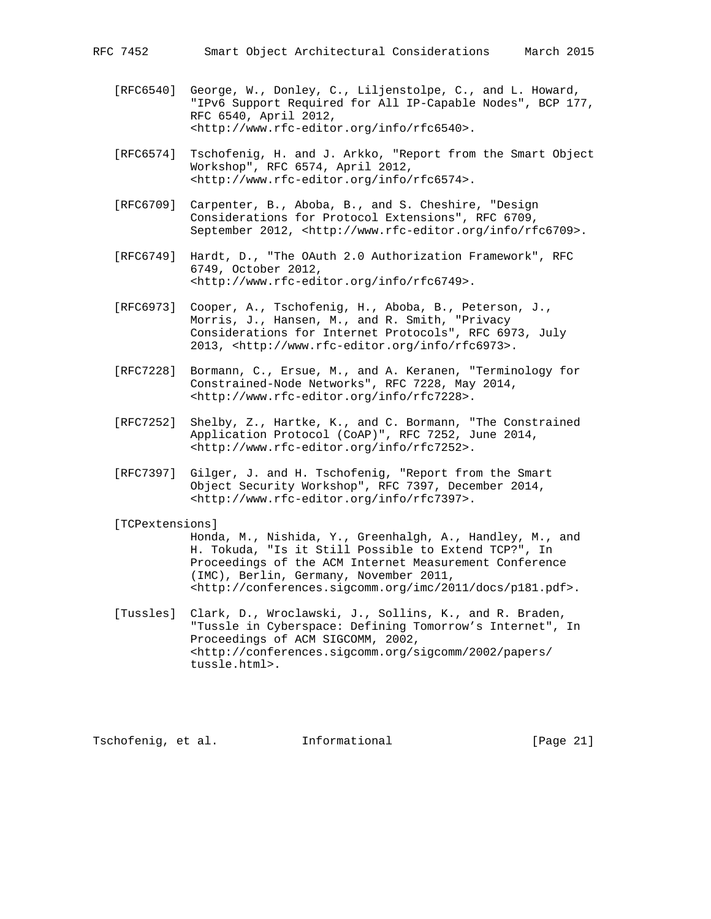[RFC6540] George, W., Donley, C., Liljenstolpe, C., and L. Howard, "IPv6 Support Required for All IP-Capable Nodes", BCP 177, RFC 6540, April 2012, <http://www.rfc-editor.org/info/rfc6540>.

[RFC6574] Tschofenig, H. and J. Arkko, "Report from the Smart Object Workshop", RFC 6574, April 2012, <http://www.rfc-editor.org/info/rfc6574>.

[RFC6709] Carpenter, B., Aboba, B., and S. Cheshire, "Design Considerations for Protocol Extensions", RFC 6709, September 2012, <http://www.rfc-editor.org/info/rfc6709>.

[RFC6749] Hardt, D., "The OAuth 2.0 Authorization Framework", RFC 6749, October 2012, <http://www.rfc-editor.org/info/rfc6749>.

[RFC6973] Cooper, A., Tschofenig, H., Aboba, B., Peterson, J., Morris, J., Hansen, M., and R. Smith, "Privacy Considerations for Internet Protocols", RFC 6973, July 2013, <http://www.rfc-editor.org/info/rfc6973>.

[RFC7228] Bormann, C., Ersue, M., and A. Keranen, "Terminology for Constrained-Node Networks", RFC 7228, May 2014, <http://www.rfc-editor.org/info/rfc7228>.

[RFC7252] Shelby, Z., Hartke, K., and C. Bormann, "The Constrained Application Protocol (CoAP)", RFC 7252, June 2014, <http://www.rfc-editor.org/info/rfc7252>.

[RFC7397] Gilger, J. and H. Tschofenig, "Report from the Smart Object Security Workshop", RFC 7397, December 2014, <http://www.rfc-editor.org/info/rfc7397>.

[TCPextensions] Honda, M., Nishida, Y., Greenhalgh, A., Handley, M., and H. Tokuda, "Is it Still Possible to Extend TCP?", In Proceedings of the ACM Internet Measurement Conference (IMC), Berlin, Germany, November 2011, <http://conferences.sigcomm.org/imc/2011/docs/p181.pdf>.

[Tussles] Clark, D., Wroclawski, J., Sollins, K., and R. Braden, "Tussle in Cyberspace: Defining Tomorrow's Internet", In Proceedings of ACM SIGCOMM, 2002, <http://conferences.sigcomm.org/sigcomm/2002/papers/tussle.html>.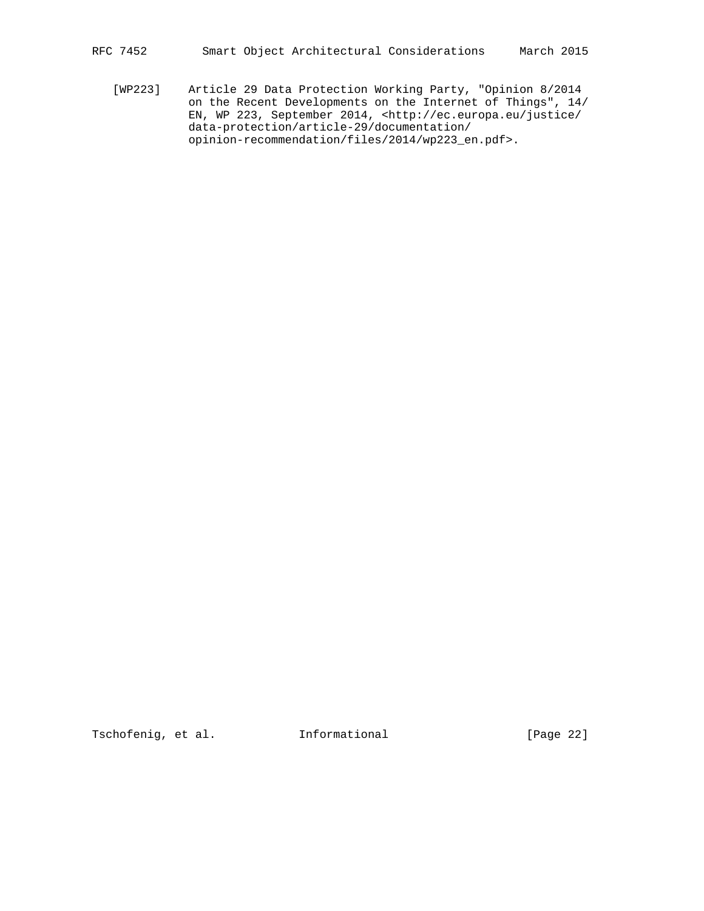[WP223] Article 29 Data Protection Working Party, "Opinion 8/2014 on the Recent Developments on the Internet of Things", 14/EN, WP 223, September 2014, <http://ec.europa.eu/justice/data-protection/article-29/documentation/opinion-recommendation/files/2014/wp223_en.pdf>.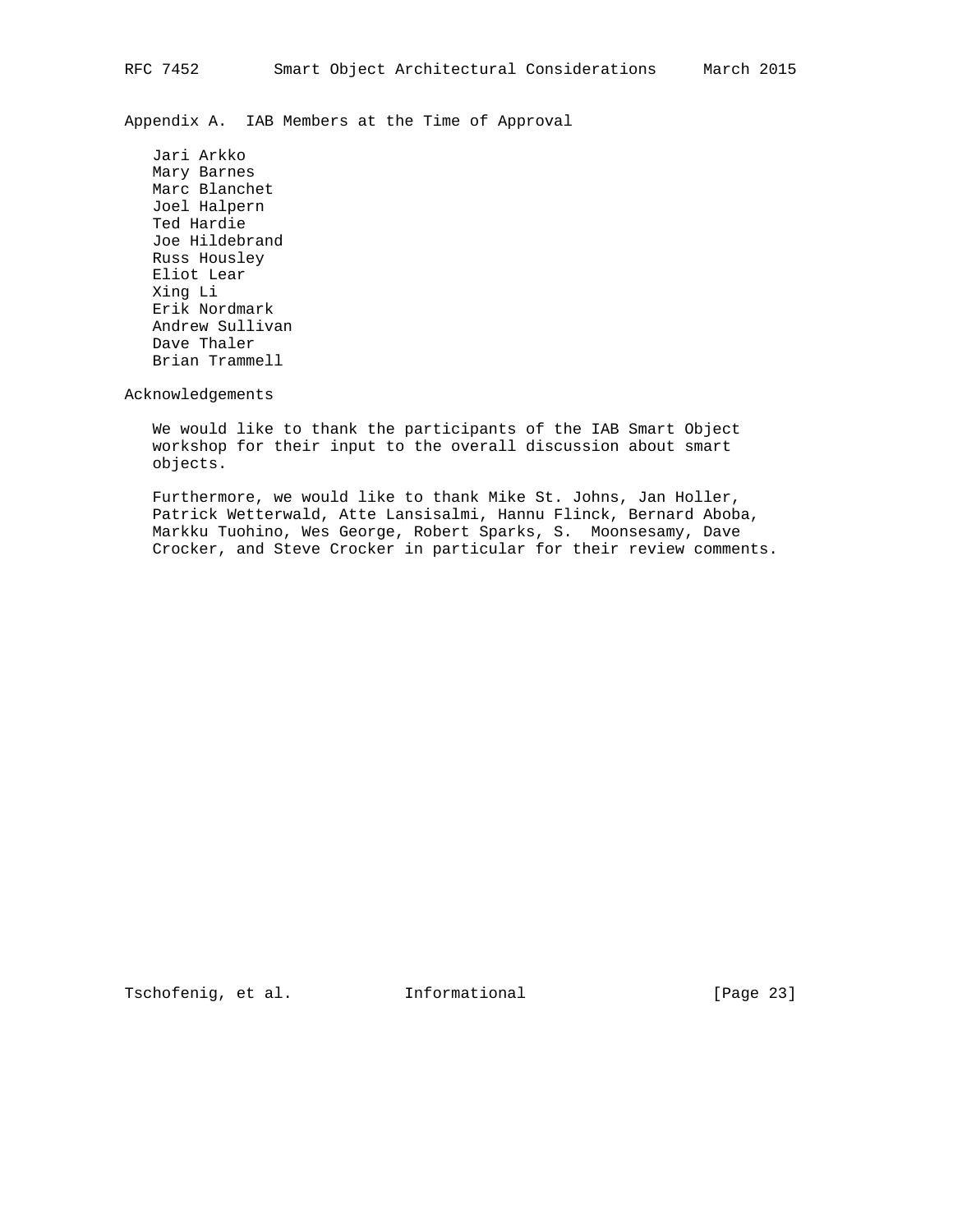## Appendix A. IAB Members at the Time of Approval

Jari Arkko
Mary Barnes
Marc Blanchet
Joel Halpern
Ted Hardie
Joe Hildebrand
Russ Housley
Eliot Lear
Xing Li
Erik Nordmark
Andrew Sullivan
Dave Thaler
Brian Trammell

## Acknowledgements

We would like to thank the participants of the IAB Smart Object workshop for their input to the overall discussion about smart objects.

Furthermore, we would like to thank Mike St. Johns, Jan Holler, Patrick Wetterwald, Atte Lansisalmi, Hannu Flinck, Bernard Aboba, Markku Tuohino, Wes George, Robert Sparks, S. Moonsesamy, Dave Crocker, and Steve Crocker in particular for their review comments.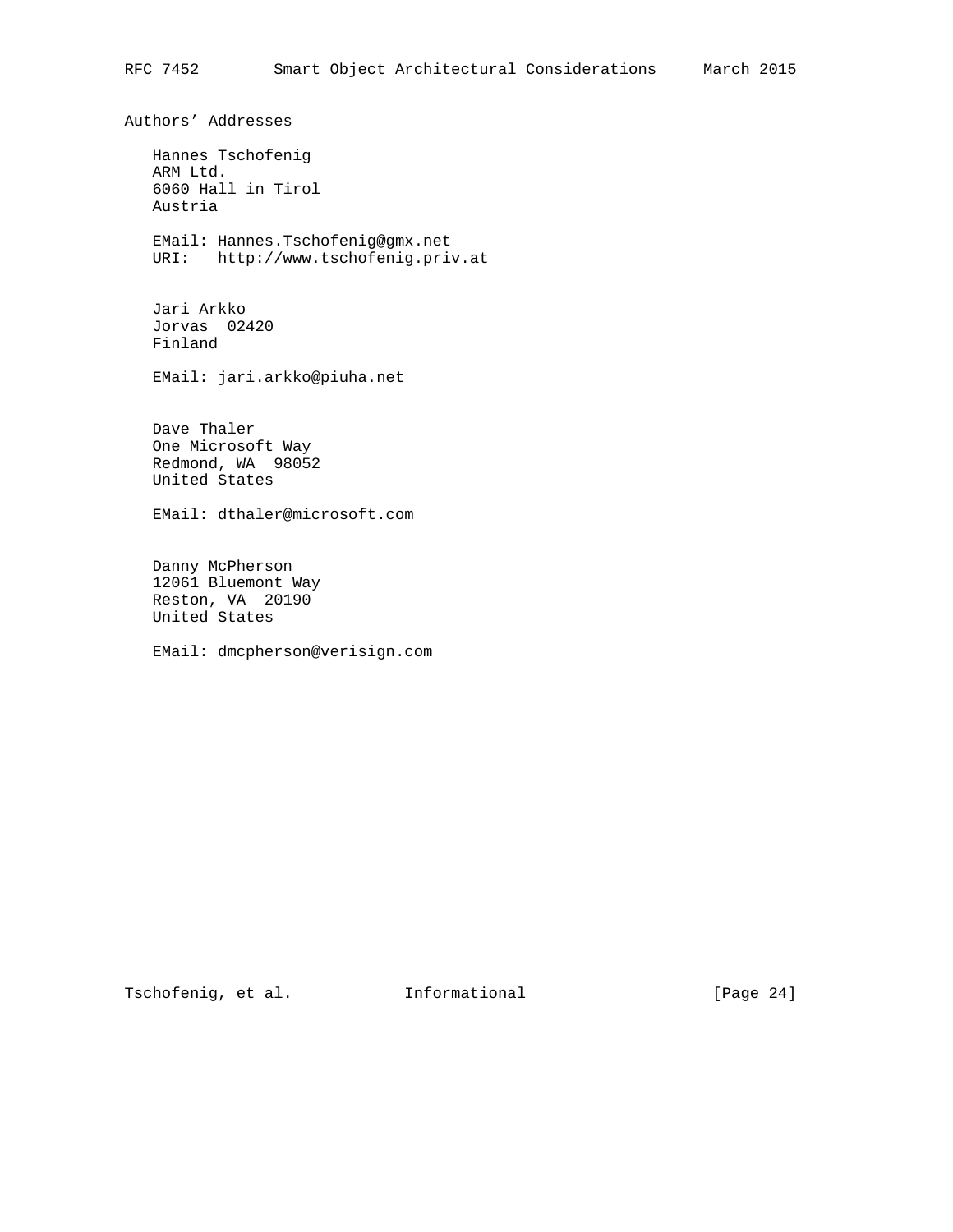## Authors' Addresses

Hannes Tschofenig
ARM Ltd.
6060 Hall in Tirol
Austria

EMail: Hannes.Tschofenig@gmx.net
URI: http://www.tschofenig.priv.at

Jari Arkko
Jorvas 02420
Finland

EMail: jari.arkko@piuha.net

Dave Thaler
One Microsoft Way
Redmond, WA 98052
United States

EMail: dthaler@microsoft.com

Danny McPherson
12061 Bluemont Way
Reston, VA 20190
United States

EMail: dmcpherson@verisign.com